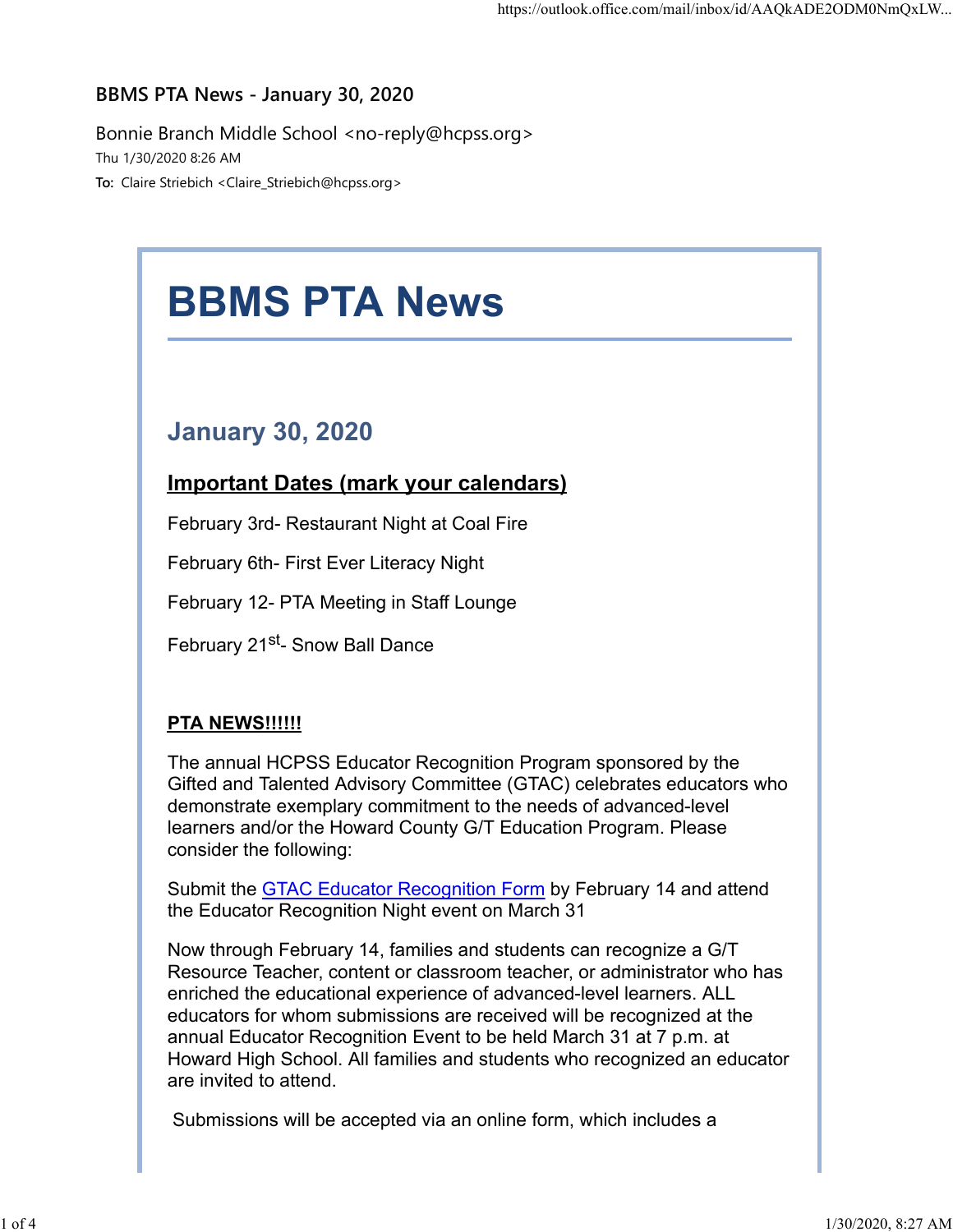BBMS PTA News - January 30, 2020

Bonnie Branch Middle School <no-reply@hcpss.org>
Thu 1/30/2020 8:26 AM
**To:** Claire Striebich <Claire_Striebich@hcpss.org>

# BBMS PTA News

## January 30, 2020

### Important Dates (mark your calendars)

February 3rd- Restaurant Night at Coal Fire

February 6th- First Ever Literacy Night

February 12- PTA Meeting in Staff Lounge

February 21st- Snow Ball Dance

**PTA NEWS!!!!!!**

The annual HCPSS Educator Recognition Program sponsored by the Gifted and Talented Advisory Committee (GTAC) celebrates educators who demonstrate exemplary commitment to the needs of advanced-level learners and/or the Howard County G/T Education Program. Please consider the following:

Submit the GTAC Educator Recognition Form by February 14 and attend the Educator Recognition Night event on March 31

Now through February 14, families and students can recognize a G/T Resource Teacher, content or classroom teacher, or administrator who has enriched the educational experience of advanced-level learners. ALL educators for whom submissions are received will be recognized at the annual Educator Recognition Event to be held March 31 at 7 p.m. at Howard High School. All families and students who recognized an educator are invited to attend.

Submissions will be accepted via an online form, which includes a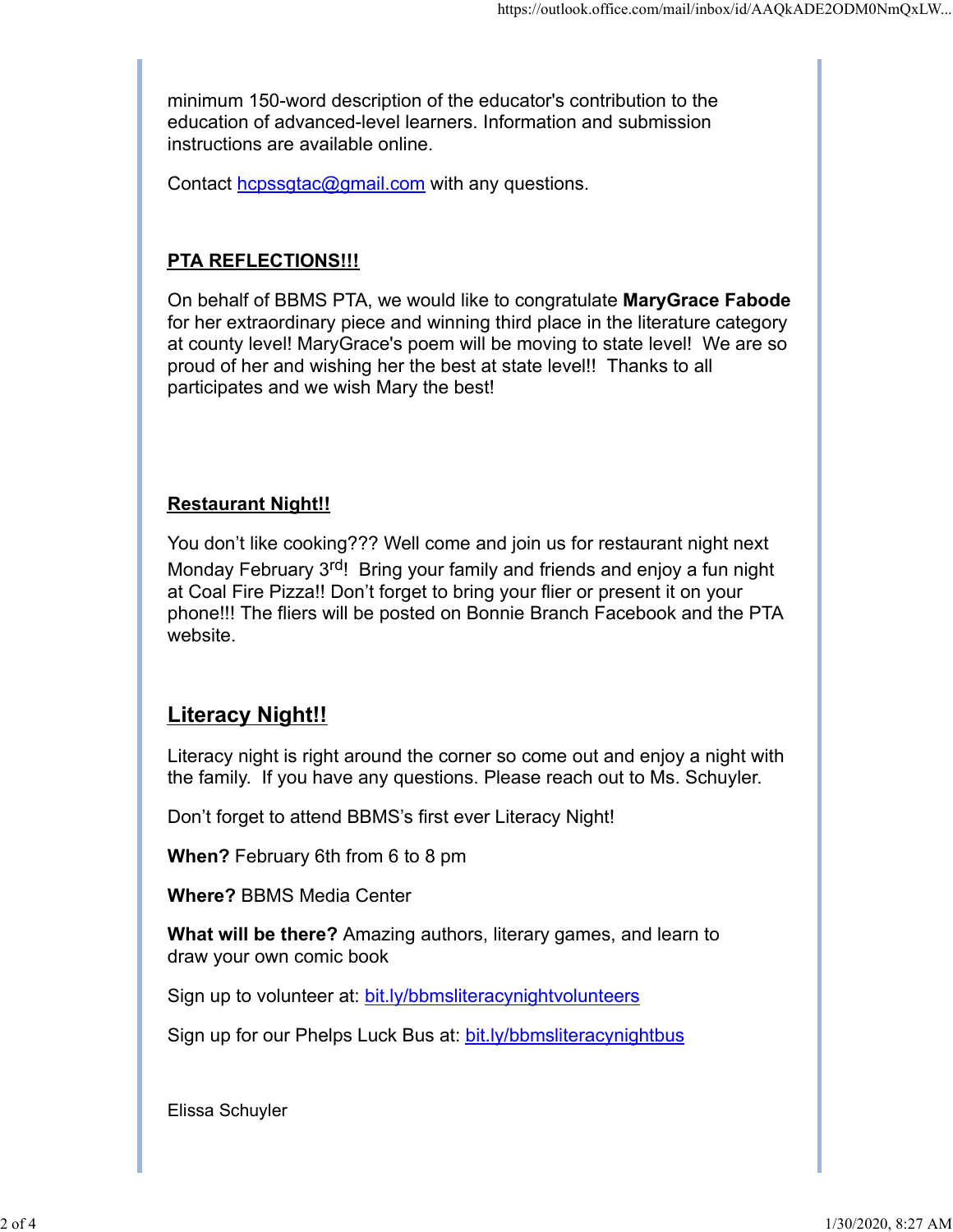minimum 150-word description of the educator's contribution to the education of advanced-level learners. Information and submission instructions are available online.

Contact [hcpssgtac@gmail.com](mailto:hcpssgtac@gmail.com) with any questions.

**PTA REFLECTIONS!!!**

On behalf of BBMS PTA, we would like to congratulate **MaryGrace Fabode** for her extraordinary piece and winning third place in the literature category at county level! MaryGrace's poem will be moving to state level! We are so proud of her and wishing her the best at state level!! Thanks to all participates and we wish Mary the best!

**Restaurant Night!!**

You don't like cooking??? Well come and join us for restaurant night next Monday February 3rd! Bring your family and friends and enjoy a fun night at Coal Fire Pizza!! Don't forget to bring your flier or present it on your phone!!! The fliers will be posted on Bonnie Branch Facebook and the PTA website.

## Literacy Night!!

Literacy night is right around the corner so come out and enjoy a night with the family. If you have any questions. Please reach out to Ms. Schuyler.

Don't forget to attend BBMS's first ever Literacy Night!

**When?** February 6th from 6 to 8 pm

**Where?** BBMS Media Center

**What will be there?** Amazing authors, literary games, and learn to draw your own comic book

Sign up to volunteer at: bit.ly/bbmsliteracynightvolunteers

Sign up for our Phelps Luck Bus at: bit.ly/bbmsliteracynightbus

Elissa Schuyler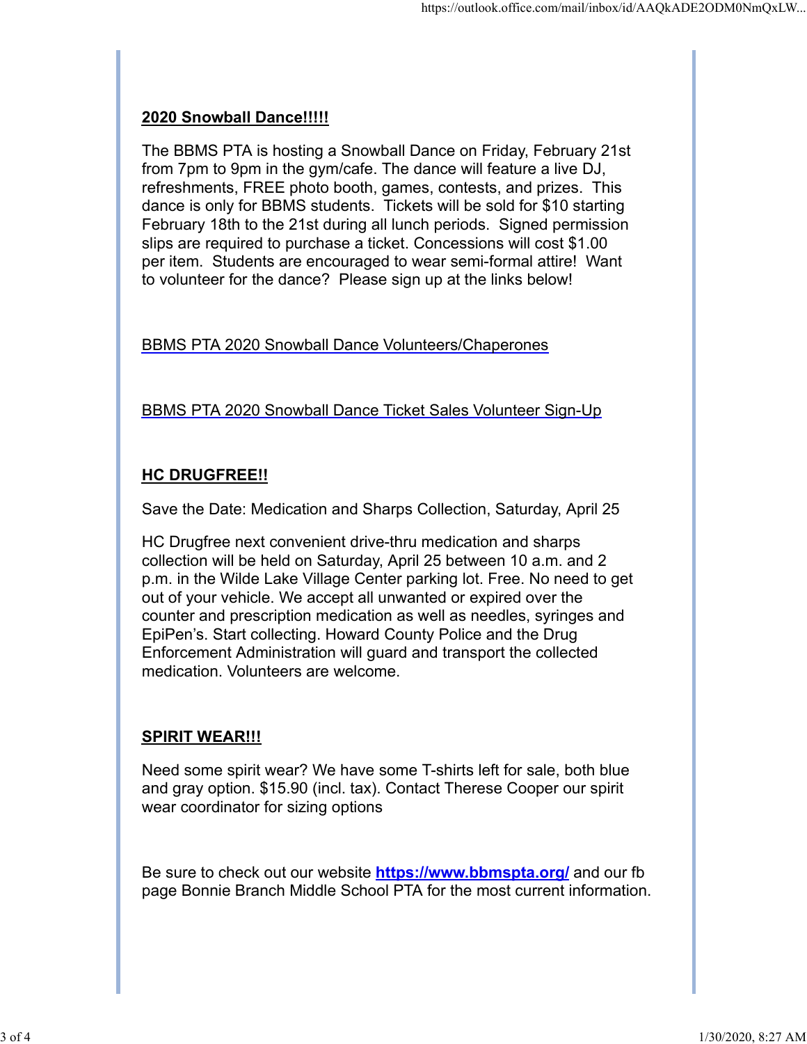**2020 Snowball Dance!!!!!**

The BBMS PTA is hosting a Snowball Dance on Friday, February 21st from 7pm to 9pm in the gym/cafe. The dance will feature a live DJ, refreshments, FREE photo booth, games, contests, and prizes. This dance is only for BBMS students. Tickets will be sold for $10 starting February 18th to the 21st during all lunch periods. Signed permission slips are required to purchase a ticket. Concessions will cost $1.00 per item. Students are encouraged to wear semi-formal attire! Want to volunteer for the dance? Please sign up at the links below!

BBMS PTA 2020 Snowball Dance Volunteers/Chaperones

BBMS PTA 2020 Snowball Dance Ticket Sales Volunteer Sign-Up

**HC DRUGFREE!!**

Save the Date: Medication and Sharps Collection, Saturday, April 25

HC Drugfree next convenient drive-thru medication and sharps collection will be held on Saturday, April 25 between 10 a.m. and 2 p.m. in the Wilde Lake Village Center parking lot. Free. No need to get out of your vehicle. We accept all unwanted or expired over the counter and prescription medication as well as needles, syringes and EpiPen's. Start collecting. Howard County Police and the Drug Enforcement Administration will guard and transport the collected medication. Volunteers are welcome.

**SPIRIT WEAR!!!**

Need some spirit wear? We have some T-shirts left for sale, both blue and gray option. $15.90 (incl. tax). Contact Therese Cooper our spirit wear coordinator for sizing options

Be sure to check out our website **https://www.bbmspta.org/** and our fb page Bonnie Branch Middle School PTA for the most current information.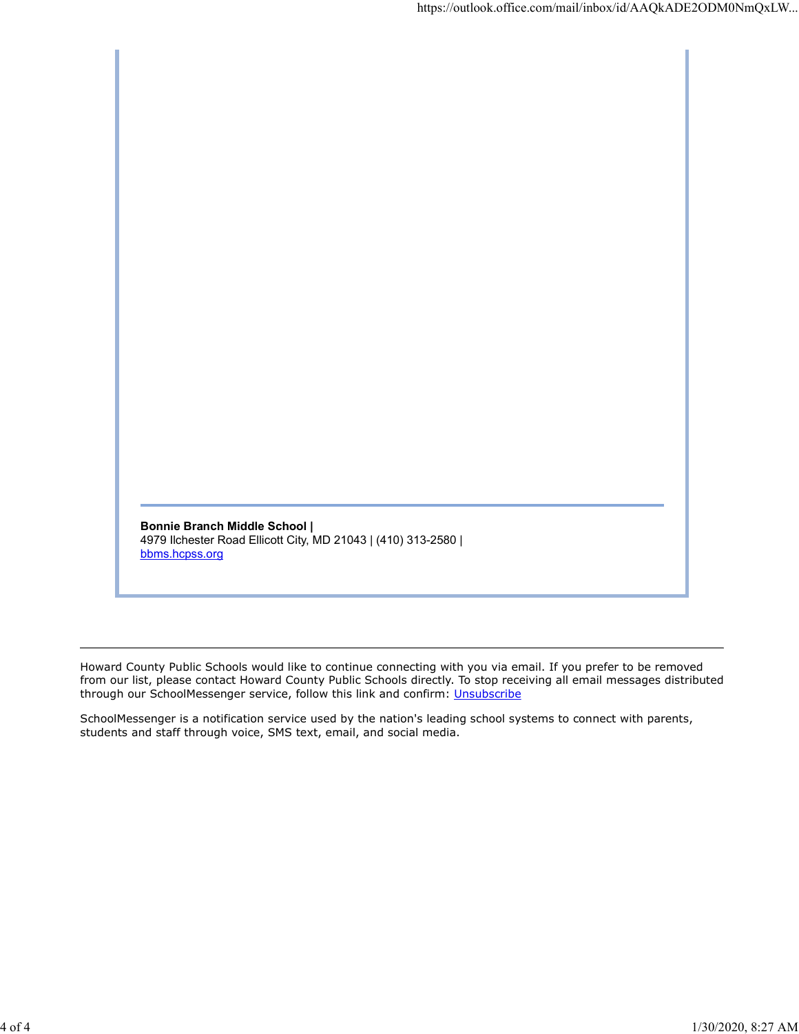**Bonnie Branch Middle School |**
4979 Ilchester Road Ellicott City, MD 21043 | (410) 313-2580 |
bbms.hcpss.org

---

Howard County Public Schools would like to continue connecting with you via email. If you prefer to be removed from our list, please contact Howard County Public Schools directly. To stop receiving all email messages distributed through our SchoolMessenger service, follow this link and confirm: Unsubscribe

SchoolMessenger is a notification service used by the nation's leading school systems to connect with parents, students and staff through voice, SMS text, email, and social media.